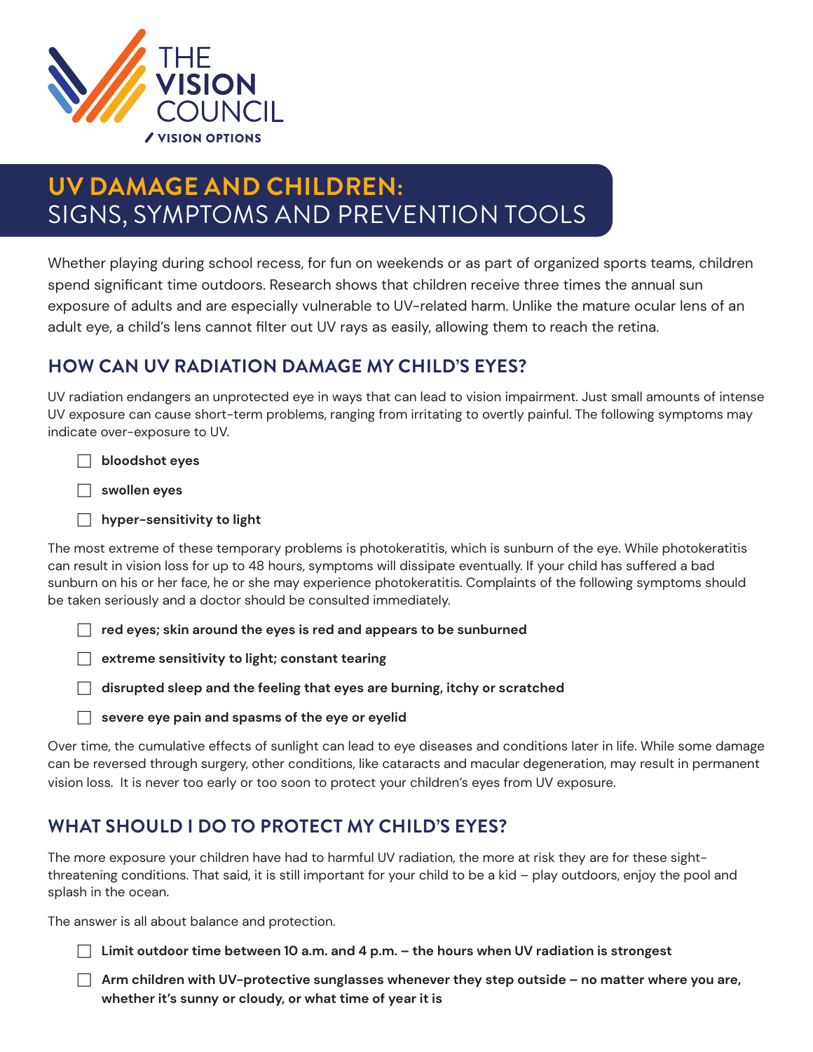THE VISION COUNCIL

VISION OPTIONS

# UV DAMAGE AND CHILDREN: SIGNS, SYMPTOMS AND PREVENTION TOOLS

Whether playing during school recess, for fun on weekends or as part of organized sports teams, children spend significant time outdoors. Research shows that children receive three times the annual sun exposure of adults and are especially vulnerable to UV-related harm. Unlike the mature ocular lens of an adult eye, a child's lens cannot filter out UV rays as easily, allowing them to reach the retina.

## HOW CAN UV RADIATION DAMAGE MY CHILD'S EYES?

UV radiation endangers an unprotected eye in ways that can lead to vision impairment. Just small amounts of intense UV exposure can cause short-term problems, ranging from irritating to overtly painful. The following symptoms may indicate over-exposure to UV.

- [ ] **bloodshot eyes**
- [ ] **swollen eyes**
- [ ] **hyper-sensitivity to light**

The most extreme of these temporary problems is photokeratitis, which is sunburn of the eye. While photokeratitis can result in vision loss for up to 48 hours, symptoms will dissipate eventually. If your child has suffered a bad sunburn on his or her face, he or she may experience photokeratitis. Complaints of the following symptoms should be taken seriously and a doctor should be consulted immediately.

- [ ] **red eyes; skin around the eyes is red and appears to be sunburned**
- [ ] **extreme sensitivity to light; constant tearing**
- [ ] **disrupted sleep and the feeling that eyes are burning, itchy or scratched**
- [ ] **severe eye pain and spasms of the eye or eyelid**

Over time, the cumulative effects of sunlight can lead to eye diseases and conditions later in life. While some damage can be reversed through surgery, other conditions, like cataracts and macular degeneration, may result in permanent vision loss. It is never too early or too soon to protect your children's eyes from UV exposure.

## WHAT SHOULD I DO TO PROTECT MY CHILD'S EYES?

The more exposure your children have had to harmful UV radiation, the more at risk they are for these sight-threatening conditions. That said, it is still important for your child to be a kid – play outdoors, enjoy the pool and splash in the ocean.

The answer is all about balance and protection.

- [ ] **Limit outdoor time between 10 a.m. and 4 p.m. – the hours when UV radiation is strongest**
- [ ] **Arm children with UV-protective sunglasses whenever they step outside – no matter where you are, whether it's sunny or cloudy, or what time of year it is**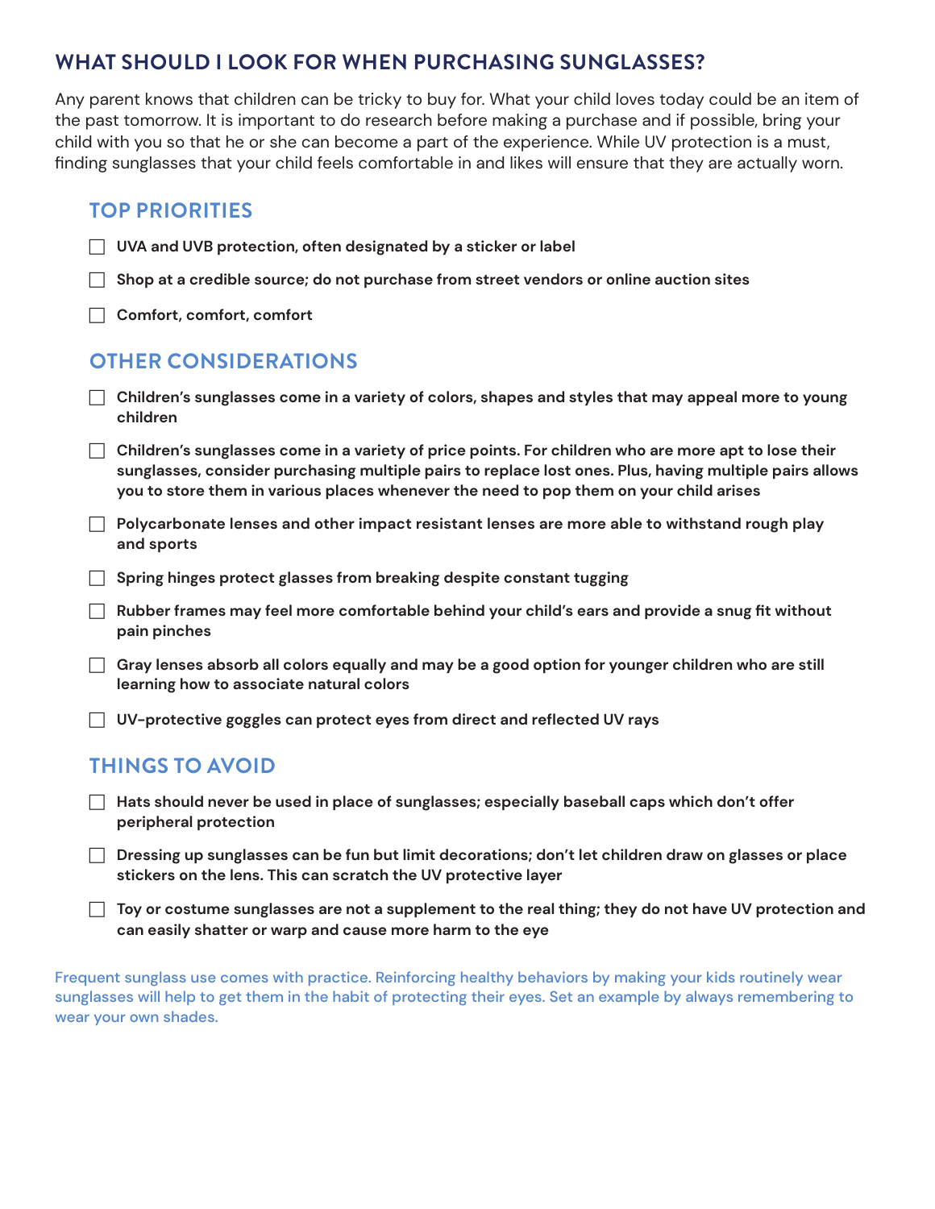## WHAT SHOULD I LOOK FOR WHEN PURCHASING SUNGLASSES?

Any parent knows that children can be tricky to buy for. What your child loves today could be an item of the past tomorrow. It is important to do research before making a purchase and if possible, bring your child with you so that he or she can become a part of the experience. While UV protection is a must, finding sunglasses that your child feels comfortable in and likes will ensure that they are actually worn.

### TOP PRIORITIES

- [ ] **UVA and UVB protection, often designated by a sticker or label**
- [ ] **Shop at a credible source; do not purchase from street vendors or online auction sites**
- [ ] **Comfort, comfort, comfort**

### OTHER CONSIDERATIONS

- [ ] **Children's sunglasses come in a variety of colors, shapes and styles that may appeal more to young children**
- [ ] **Children's sunglasses come in a variety of price points. For children who are more apt to lose their sunglasses, consider purchasing multiple pairs to replace lost ones. Plus, having multiple pairs allows you to store them in various places whenever the need to pop them on your child arises**
- [ ] **Polycarbonate lenses and other impact resistant lenses are more able to withstand rough play and sports**
- [ ] **Spring hinges protect glasses from breaking despite constant tugging**
- [ ] **Rubber frames may feel more comfortable behind your child's ears and provide a snug fit without pain pinches**
- [ ] **Gray lenses absorb all colors equally and may be a good option for younger children who are still learning how to associate natural colors**
- [ ] **UV-protective goggles can protect eyes from direct and reflected UV rays**

### THINGS TO AVOID

- [ ] **Hats should never be used in place of sunglasses; especially baseball caps which don't offer peripheral protection**
- [ ] **Dressing up sunglasses can be fun but limit decorations; don't let children draw on glasses or place stickers on the lens. This can scratch the UV protective layer**
- [ ] **Toy or costume sunglasses are not a supplement to the real thing; they do not have UV protection and can easily shatter or warp and cause more harm to the eye**

Frequent sunglass use comes with practice. Reinforcing healthy behaviors by making your kids routinely wear sunglasses will help to get them in the habit of protecting their eyes. Set an example by always remembering to wear your own shades.